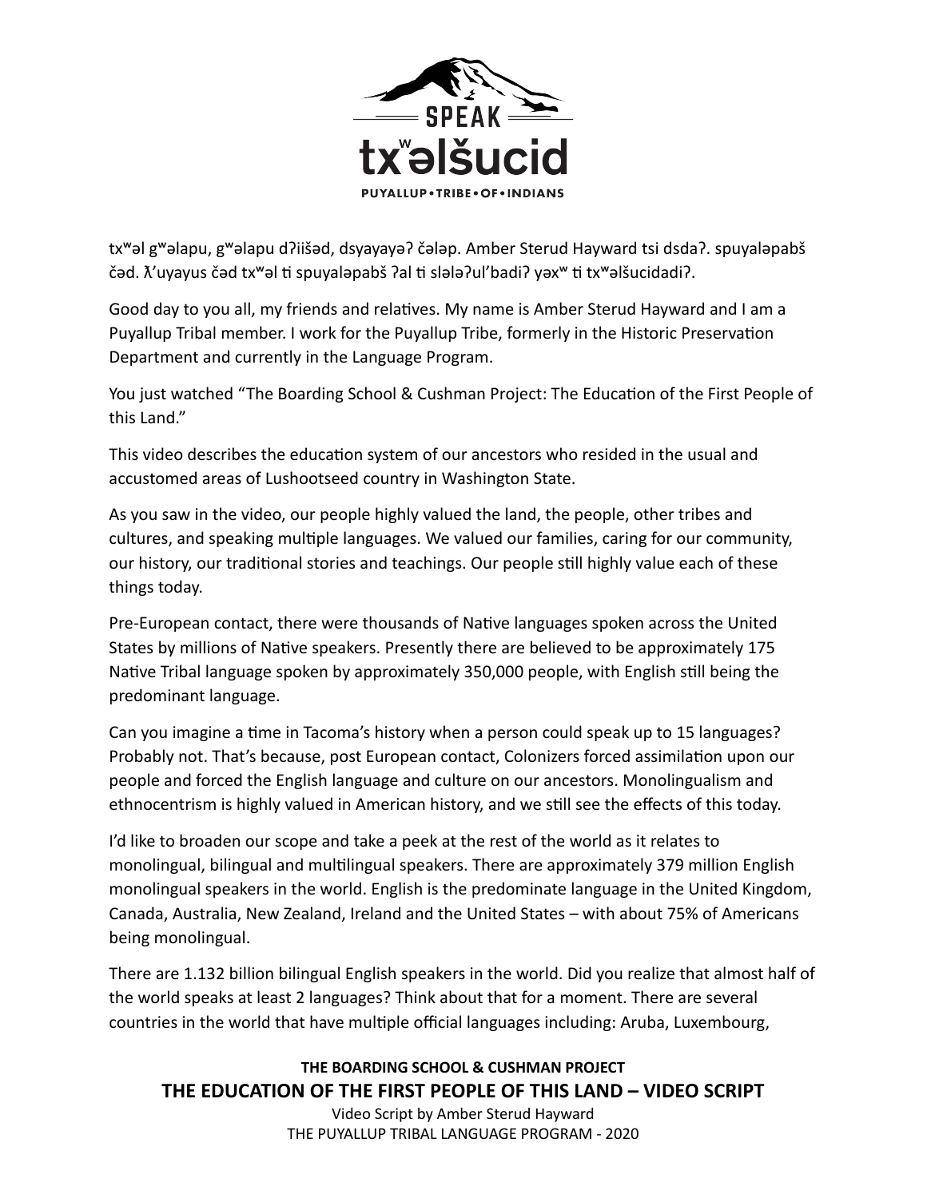SPEAK

txʷəlšucid

PUYALLUP • TRIBE • OF • INDIANS

txʷəl gʷəlapu, gʷəlapu dʔiišəd, dsyayayəʔ čələp. Amber Sterud Hayward tsi dsdaʔ. spuyaləpabš čəd. ƛ’uyayus čəd txʷəl ti spuyaləpabš ʔal ti slələʔul’badiʔ yəxʷ ti txʷəlšucidadiʔ.

Good day to you all, my friends and relatives. My name is Amber Sterud Hayward and I am a Puyallup Tribal member. I work for the Puyallup Tribe, formerly in the Historic Preservation Department and currently in the Language Program.

You just watched “The Boarding School & Cushman Project: The Education of the First People of this Land.”

This video describes the education system of our ancestors who resided in the usual and accustomed areas of Lushootseed country in Washington State.

As you saw in the video, our people highly valued the land, the people, other tribes and cultures, and speaking multiple languages. We valued our families, caring for our community, our history, our traditional stories and teachings. Our people still highly value each of these things today.

Pre-European contact, there were thousands of Native languages spoken across the United States by millions of Native speakers. Presently there are believed to be approximately 175 Native Tribal language spoken by approximately 350,000 people, with English still being the predominant language.

Can you imagine a time in Tacoma’s history when a person could speak up to 15 languages? Probably not. That’s because, post European contact, Colonizers forced assimilation upon our people and forced the English language and culture on our ancestors. Monolingualism and ethnocentrism is highly valued in American history, and we still see the effects of this today.

I’d like to broaden our scope and take a peek at the rest of the world as it relates to monolingual, bilingual and multilingual speakers. There are approximately 379 million English monolingual speakers in the world. English is the predominate language in the United Kingdom, Canada, Australia, New Zealand, Ireland and the United States – with about 75% of Americans being monolingual.

There are 1.132 billion bilingual English speakers in the world. Did you realize that almost half of the world speaks at least 2 languages? Think about that for a moment. There are several countries in the world that have multiple official languages including: Aruba, Luxembourg,

**THE BOARDING SCHOOL & CUSHMAN PROJECT**
**THE EDUCATION OF THE FIRST PEOPLE OF THIS LAND – VIDEO SCRIPT**
Video Script by Amber Sterud Hayward
THE PUYALLUP TRIBAL LANGUAGE PROGRAM - 2020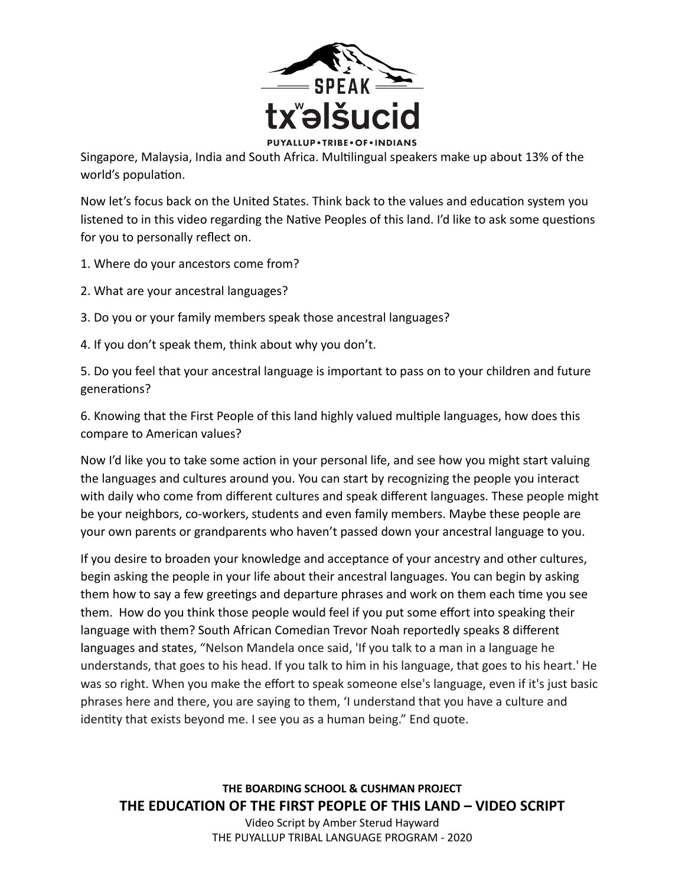Singapore, Malaysia, India and South Africa. Multilingual speakers make up about 13% of the world's population.

Now let's focus back on the United States. Think back to the values and education system you listened to in this video regarding the Native Peoples of this land. I'd like to ask some questions for you to personally reflect on.

1. Where do your ancestors come from?

2. What are your ancestral languages?

3. Do you or your family members speak those ancestral languages?

4. If you don't speak them, think about why you don't.

5. Do you feel that your ancestral language is important to pass on to your children and future generations?

6. Knowing that the First People of this land highly valued multiple languages, how does this compare to American values?

Now I'd like you to take some action in your personal life, and see how you might start valuing the languages and cultures around you. You can start by recognizing the people you interact with daily who come from different cultures and speak different languages. These people might be your neighbors, co-workers, students and even family members. Maybe these people are your own parents or grandparents who haven't passed down your ancestral language to you.

If you desire to broaden your knowledge and acceptance of your ancestry and other cultures, begin asking the people in your life about their ancestral languages. You can begin by asking them how to say a few greetings and departure phrases and work on them each time you see them. How do you think those people would feel if you put some effort into speaking their language with them? South African Comedian Trevor Noah reportedly speaks 8 different languages and states, "Nelson Mandela once said, 'If you talk to a man in a language he understands, that goes to his head. If you talk to him in his language, that goes to his heart.' He was so right. When you make the effort to speak someone else's language, even if it's just basic phrases here and there, you are saying to them, 'I understand that you have a culture and identity that exists beyond me. I see you as a human being." End quote.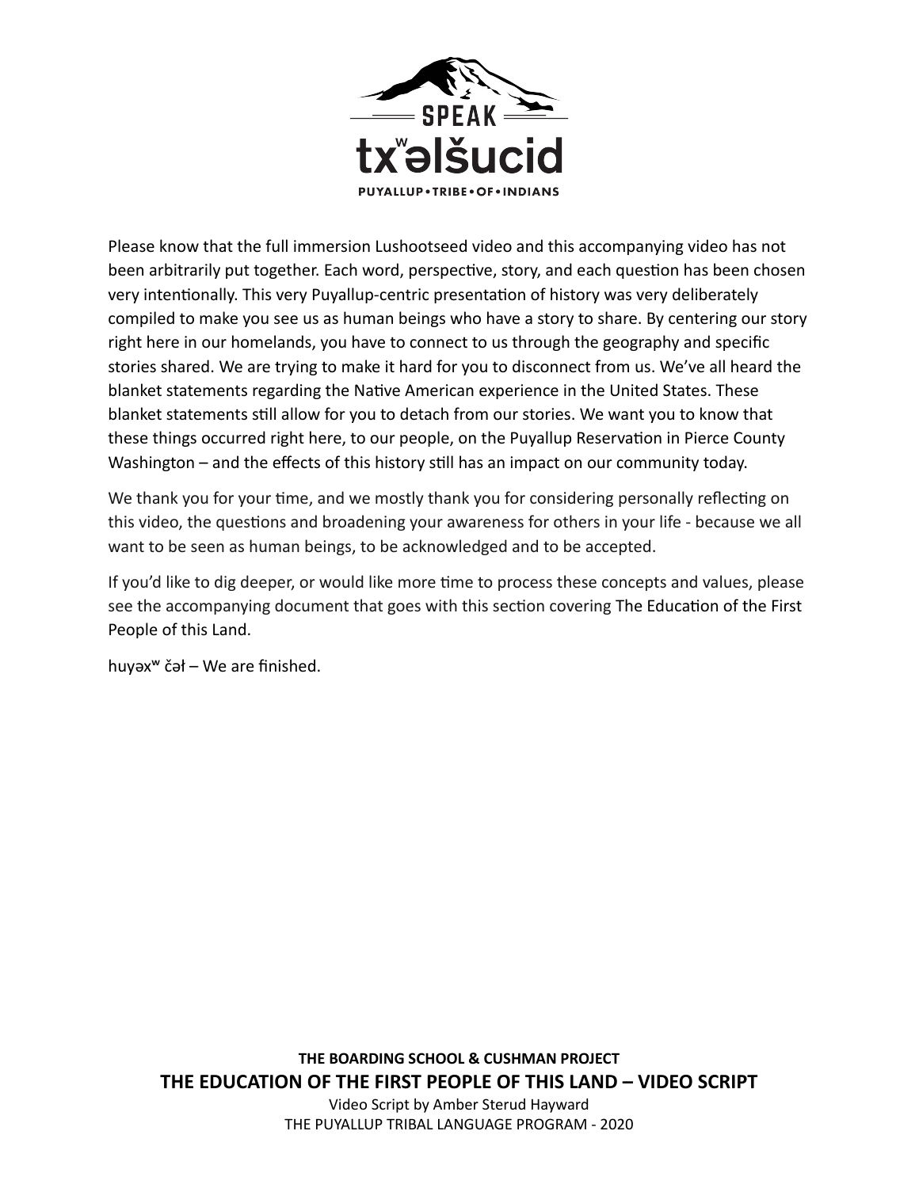Please know that the full immersion Lushootseed video and this accompanying video has not been arbitrarily put together. Each word, perspective, story, and each question has been chosen very intentionally. This very Puyallup-centric presentation of history was very deliberately compiled to make you see us as human beings who have a story to share. By centering our story right here in our homelands, you have to connect to us through the geography and specific stories shared. We are trying to make it hard for you to disconnect from us. We've all heard the blanket statements regarding the Native American experience in the United States. These blanket statements still allow for you to detach from our stories. We want you to know that these things occurred right here, to our people, on the Puyallup Reservation in Pierce County Washington – and the effects of this history still has an impact on our community today.

We thank you for your time, and we mostly thank you for considering personally reflecting on this video, the questions and broadening your awareness for others in your life - because we all want to be seen as human beings, to be acknowledged and to be accepted.

If you'd like to dig deeper, or would like more time to process these concepts and values, please see the accompanying document that goes with this section covering The Education of the First People of this Land.

huyəxʷ čəł – We are finished.